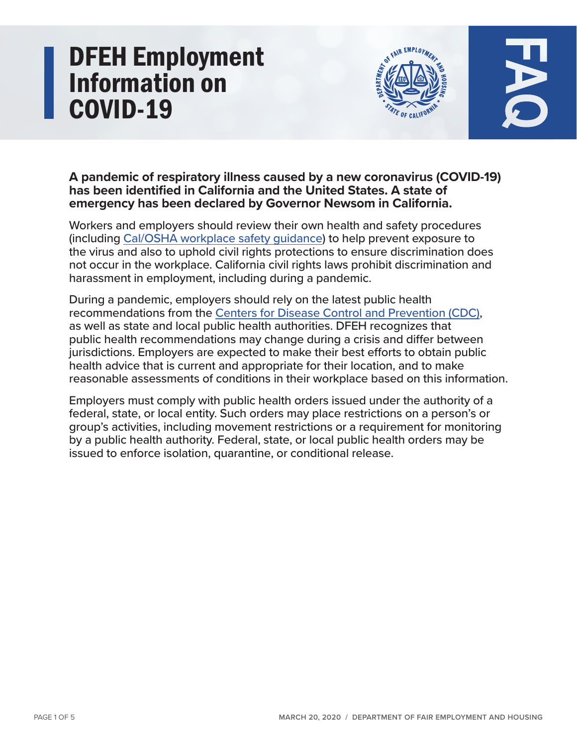# DFEH Employment Information on COVID-19

FAQ

**A pandemic of respiratory illness caused by a new coronavirus (COVID-19) has been identified in California and the United States. A state of emergency has been declared by Governor Newsom in California.**

Workers and employers should review their own health and safety procedures (including Cal/OSHA workplace safety guidance) to help prevent exposure to the virus and also to uphold civil rights protections to ensure discrimination does not occur in the workplace. California civil rights laws prohibit discrimination and harassment in employment, including during a pandemic.

During a pandemic, employers should rely on the latest public health recommendations from the Centers for Disease Control and Prevention (CDC), as well as state and local public health authorities. DFEH recognizes that public health recommendations may change during a crisis and differ between jurisdictions. Employers are expected to make their best efforts to obtain public health advice that is current and appropriate for their location, and to make reasonable assessments of conditions in their workplace based on this information.

Employers must comply with public health orders issued under the authority of a federal, state, or local entity. Such orders may place restrictions on a person's or group's activities, including movement restrictions or a requirement for monitoring by a public health authority. Federal, state, or local public health orders may be issued to enforce isolation, quarantine, or conditional release.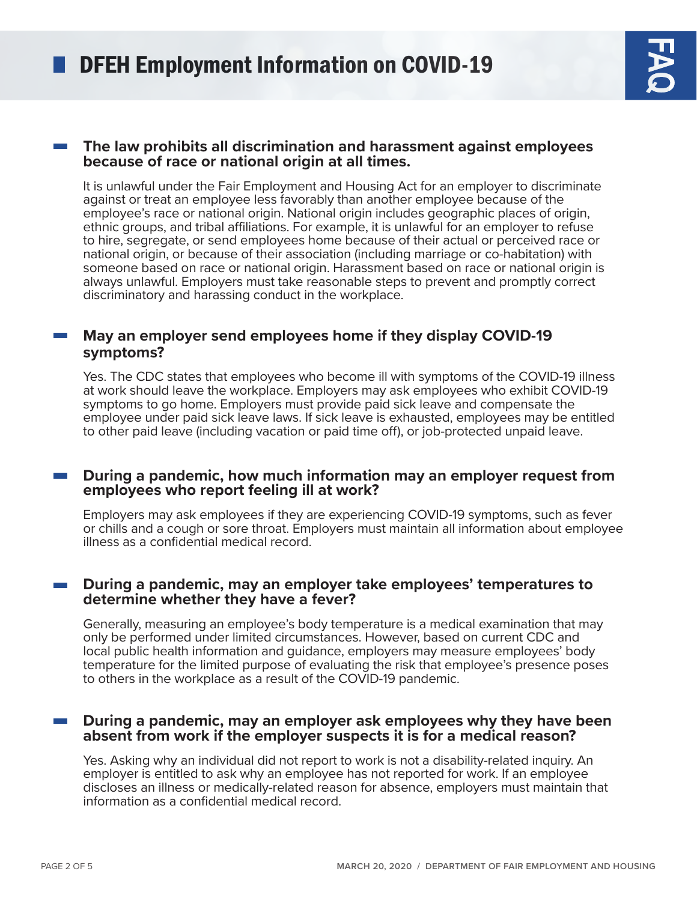## The law prohibits all discrimination and harassment against employees because of race or national origin at all times.

It is unlawful under the Fair Employment and Housing Act for an employer to discriminate against or treat an employee less favorably than another employee because of the employee's race or national origin. National origin includes geographic places of origin, ethnic groups, and tribal affiliations. For example, it is unlawful for an employer to refuse to hire, segregate, or send employees home because of their actual or perceived race or national origin, or because of their association (including marriage or co-habitation) with someone based on race or national origin. Harassment based on race or national origin is always unlawful. Employers must take reasonable steps to prevent and promptly correct discriminatory and harassing conduct in the workplace.

## May an employer send employees home if they display COVID-19 symptoms?

Yes. The CDC states that employees who become ill with symptoms of the COVID-19 illness at work should leave the workplace. Employers may ask employees who exhibit COVID-19 symptoms to go home. Employers must provide paid sick leave and compensate the employee under paid sick leave laws. If sick leave is exhausted, employees may be entitled to other paid leave (including vacation or paid time off), or job-protected unpaid leave.

## During a pandemic, how much information may an employer request from employees who report feeling ill at work?

Employers may ask employees if they are experiencing COVID-19 symptoms, such as fever or chills and a cough or sore throat. Employers must maintain all information about employee illness as a confidential medical record.

## During a pandemic, may an employer take employees' temperatures to determine whether they have a fever?

Generally, measuring an employee's body temperature is a medical examination that may only be performed under limited circumstances. However, based on current CDC and local public health information and guidance, employers may measure employees' body temperature for the limited purpose of evaluating the risk that employee's presence poses to others in the workplace as a result of the COVID-19 pandemic.

## During a pandemic, may an employer ask employees why they have been absent from work if the employer suspects it is for a medical reason?

Yes. Asking why an individual did not report to work is not a disability-related inquiry. An employer is entitled to ask why an employee has not reported for work. If an employee discloses an illness or medically-related reason for absence, employers must maintain that information as a confidential medical record.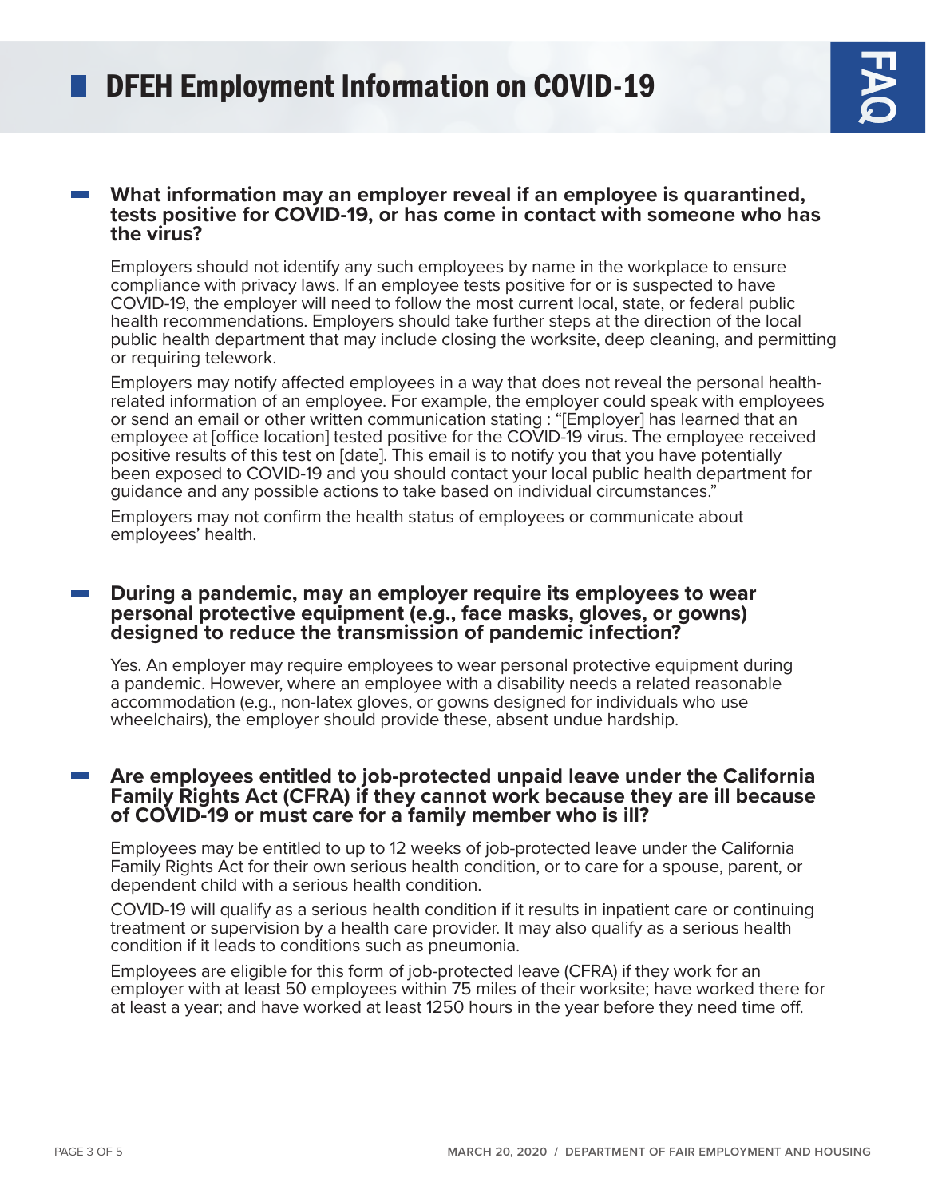# DFEH Employment Information on COVID-19

## What information may an employer reveal if an employee is quarantined, tests positive for COVID-19, or has come in contact with someone who has the virus?

Employers should not identify any such employees by name in the workplace to ensure compliance with privacy laws. If an employee tests positive for or is suspected to have COVID-19, the employer will need to follow the most current local, state, or federal public health recommendations. Employers should take further steps at the direction of the local public health department that may include closing the worksite, deep cleaning, and permitting or requiring telework.

Employers may notify affected employees in a way that does not reveal the personal health-related information of an employee. For example, the employer could speak with employees or send an email or other written communication stating : "[Employer] has learned that an employee at [office location] tested positive for the COVID-19 virus. The employee received positive results of this test on [date]. This email is to notify you that you have potentially been exposed to COVID-19 and you should contact your local public health department for guidance and any possible actions to take based on individual circumstances."

Employers may not confirm the health status of employees or communicate about employees' health.

## During a pandemic, may an employer require its employees to wear personal protective equipment (e.g., face masks, gloves, or gowns) designed to reduce the transmission of pandemic infection?

Yes. An employer may require employees to wear personal protective equipment during a pandemic. However, where an employee with a disability needs a related reasonable accommodation (e.g., non-latex gloves, or gowns designed for individuals who use wheelchairs), the employer should provide these, absent undue hardship.

## Are employees entitled to job-protected unpaid leave under the California Family Rights Act (CFRA) if they cannot work because they are ill because of COVID-19 or must care for a family member who is ill?

Employees may be entitled to up to 12 weeks of job-protected leave under the California Family Rights Act for their own serious health condition, or to care for a spouse, parent, or dependent child with a serious health condition.

COVID-19 will qualify as a serious health condition if it results in inpatient care or continuing treatment or supervision by a health care provider. It may also qualify as a serious health condition if it leads to conditions such as pneumonia.

Employees are eligible for this form of job-protected leave (CFRA) if they work for an employer with at least 50 employees within 75 miles of their worksite; have worked there for at least a year; and have worked at least 1250 hours in the year before they need time off.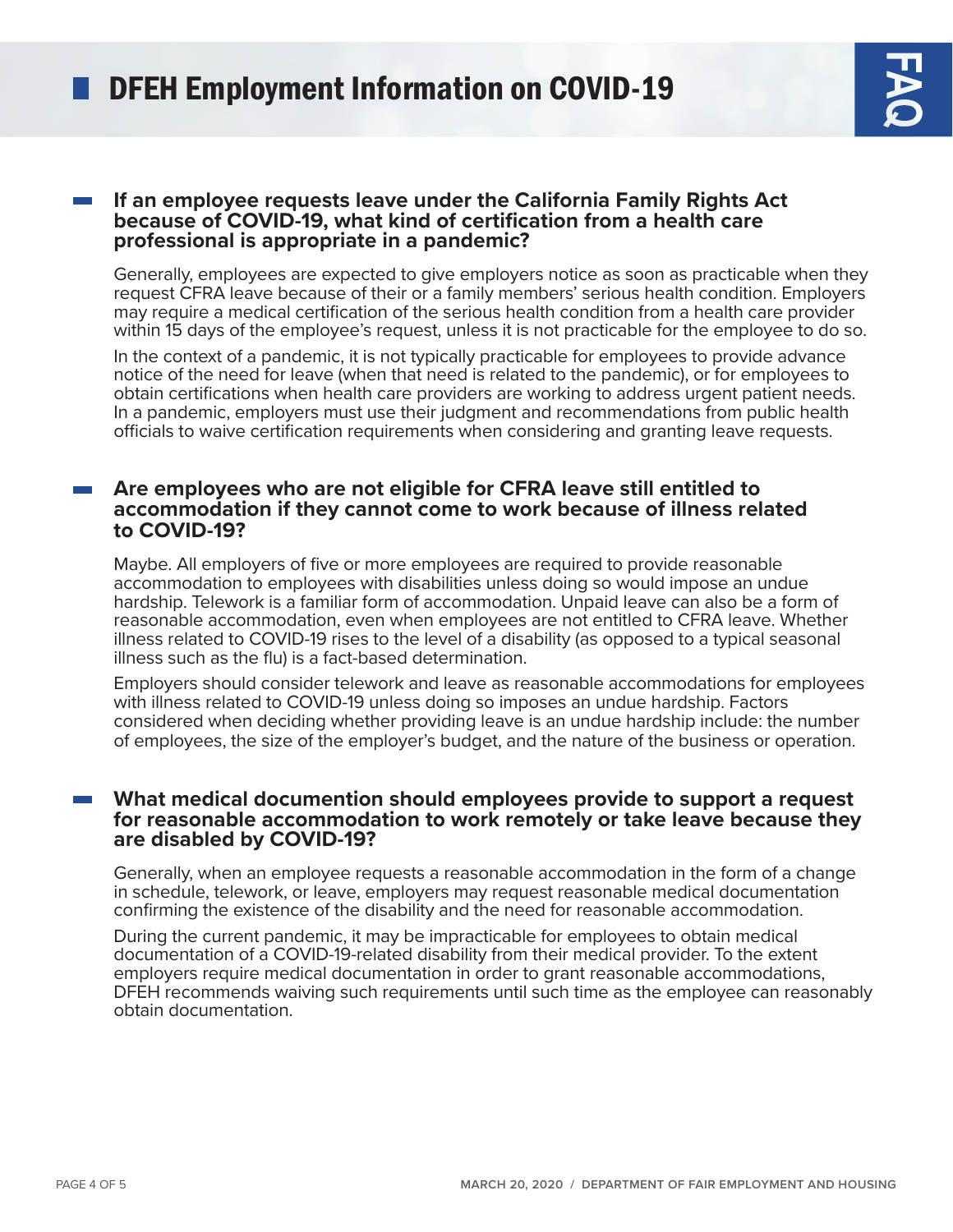# DFEH Employment Information on COVID-19

## If an employee requests leave under the California Family Rights Act because of COVID-19, what kind of certification from a health care professional is appropriate in a pandemic?

Generally, employees are expected to give employers notice as soon as practicable when they request CFRA leave because of their or a family members' serious health condition. Employers may require a medical certification of the serious health condition from a health care provider within 15 days of the employee's request, unless it is not practicable for the employee to do so.

In the context of a pandemic, it is not typically practicable for employees to provide advance notice of the need for leave (when that need is related to the pandemic), or for employees to obtain certifications when health care providers are working to address urgent patient needs. In a pandemic, employers must use their judgment and recommendations from public health officials to waive certification requirements when considering and granting leave requests.

## Are employees who are not eligible for CFRA leave still entitled to accommodation if they cannot come to work because of illness related to COVID-19?

Maybe. All employers of five or more employees are required to provide reasonable accommodation to employees with disabilities unless doing so would impose an undue hardship. Telework is a familiar form of accommodation. Unpaid leave can also be a form of reasonable accommodation, even when employees are not entitled to CFRA leave. Whether illness related to COVID-19 rises to the level of a disability (as opposed to a typical seasonal illness such as the flu) is a fact-based determination.

Employers should consider telework and leave as reasonable accommodations for employees with illness related to COVID-19 unless doing so imposes an undue hardship. Factors considered when deciding whether providing leave is an undue hardship include: the number of employees, the size of the employer's budget, and the nature of the business or operation.

## What medical documention should employees provide to support a request for reasonable accommodation to work remotely or take leave because they are disabled by COVID-19?

Generally, when an employee requests a reasonable accommodation in the form of a change in schedule, telework, or leave, employers may request reasonable medical documentation confirming the existence of the disability and the need for reasonable accommodation.

During the current pandemic, it may be impracticable for employees to obtain medical documentation of a COVID-19-related disability from their medical provider. To the extent employers require medical documentation in order to grant reasonable accommodations, DFEH recommends waiving such requirements until such time as the employee can reasonably obtain documentation.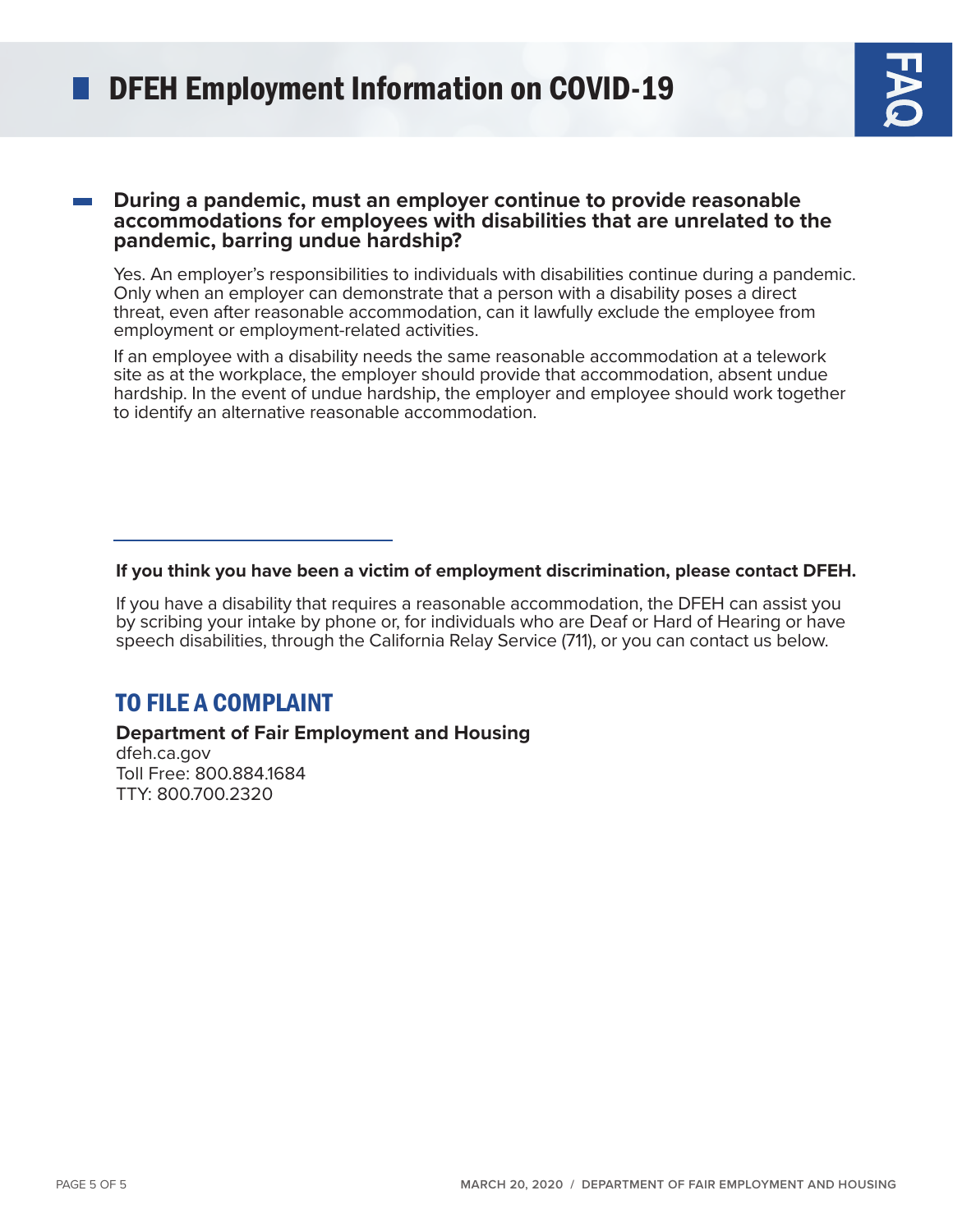# DFEH Employment Information on COVID-19

### During a pandemic, must an employer continue to provide reasonable accommodations for employees with disabilities that are unrelated to the pandemic, barring undue hardship?

Yes. An employer's responsibilities to individuals with disabilities continue during a pandemic. Only when an employer can demonstrate that a person with a disability poses a direct threat, even after reasonable accommodation, can it lawfully exclude the employee from employment or employment-related activities.

If an employee with a disability needs the same reasonable accommodation at a telework site as at the workplace, the employer should provide that accommodation, absent undue hardship. In the event of undue hardship, the employer and employee should work together to identify an alternative reasonable accommodation.

---

**If you think you have been a victim of employment discrimination, please contact DFEH.**

If you have a disability that requires a reasonable accommodation, the DFEH can assist you by scribing your intake by phone or, for individuals who are Deaf or Hard of Hearing or have speech disabilities, through the California Relay Service (711), or you can contact us below.

## TO FILE A COMPLAINT

**Department of Fair Employment and Housing**
dfeh.ca.gov
Toll Free: 800.884.1684
TTY: 800.700.2320